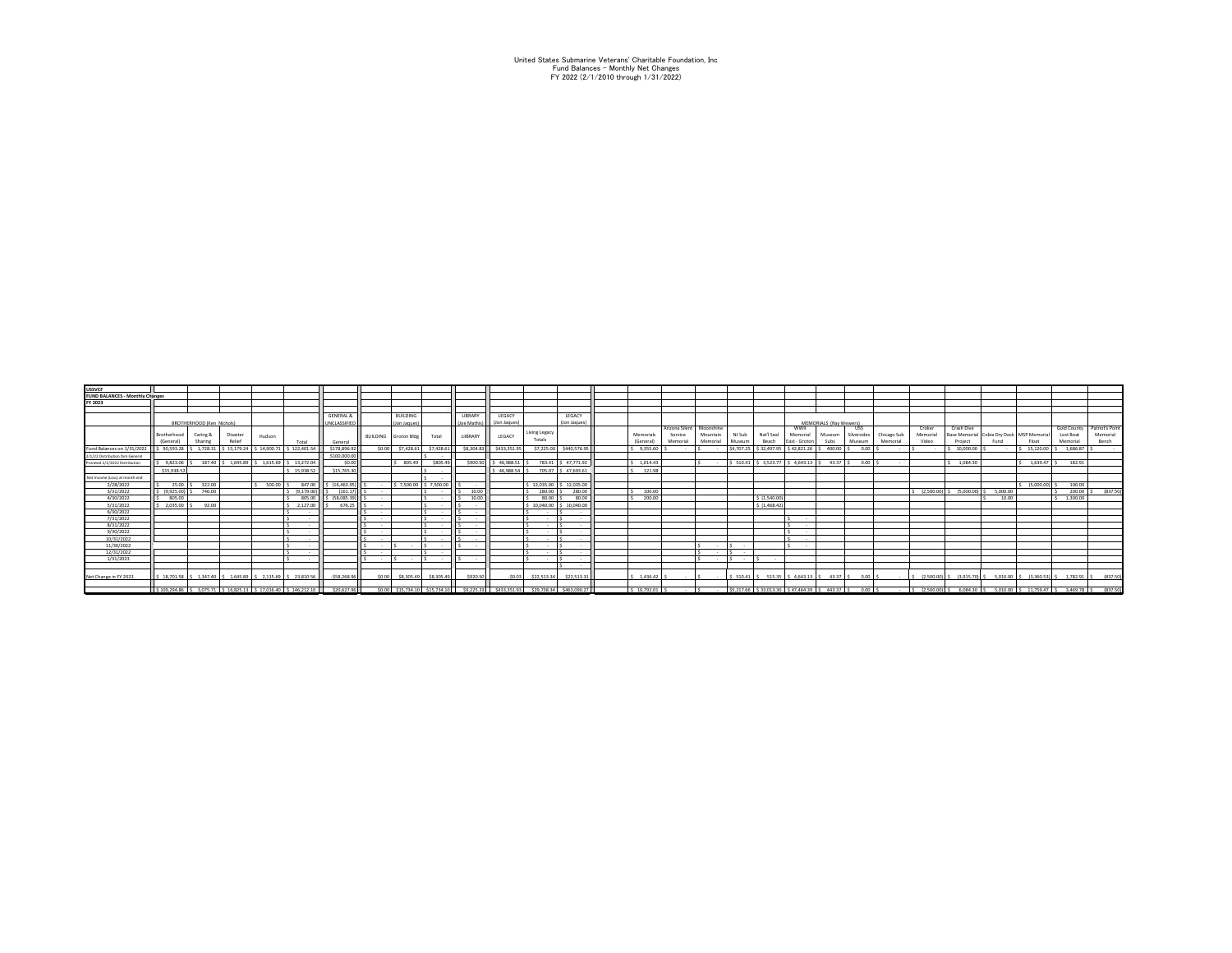United States Submarine Veterans' Charitable Foundation, Inc
Fund Balances - Monthly Net Changes
FY 2022 (2/1/2010 through 1/31/2022)

**USSVCF**
**FUND BALANCES - Monthly Changes**
**FY 2023**

| | BROTHERHOOD (Ken Nichols) | | | | | GENERAL & UNCLASSIFIED | | BUILDING (Jon Jaques) | | LIBRARY (Joe Mathis) | LEGACY (Jon Jaques) | | LEGACY (Jon Jaques) | MEMORIALS (Ray Wewers) | | | | | | | | | | | | | | |
|---|---|---|---|---|---|---|---|---|---|---|---|---|---|---|---|---|---|---|---|---|---|---|---|---|---|---|---|---|
| | Brotherhood (General) | Caring & Sharing | Disaster Relief | Hudson | Total | General | BUILDING | Groton Bldg | Total | LIBRARY | LEGACY | Living Legacy Totals | | Memorials (General) | Arizona Silent Service Memorial | Moonshine Mountain Memorial | NJ Sub Museum | Nat'l Seal Beach | WWII Memorial East - Groton | Museum Subs | USS Silversides Museum | Chicago Sub Memorial | Croker Memorial Video | Crash Dive Base Memorial Project | Cobia Dry Dock Fund | MSP Memorial Float | Gold County Lost Boat Memorial | Patriot's Point Memorial Bench |
| Fund Balances on 1/31/2022 | $ 90,593.28 | $ 1,728.31 | $ 15,179.24 | $ 14,900.71 | $ 122,401.54 | $178,896.02 | $0.00 | $7,428.61 | $7,428.61 | $8,304.83 | $433,351.95 | $7,225.00 | $440,576.95 | $ 9,355.60 | $ - | $ - | $4,707.25 | $ 32,497.95 | $ 42,821.26 | $ 400.00 | $ 0.00 | $ - | $ - | $ 10,000.00 | $ - | $ 15,120.00 | $ 1,686.87 | $ - |
| 2/1/22 Distribution fom General | | | | | | $100,000.00 | | | $ - | | | | | | | | | | | | | | | | | | | |
| Prorated 2/1/2022 Distribution | $ 9,823.06 | $ 187.40 | $ 1,645.89 | $ 1,615.69 | $ 13,272.04 | $0.00 | | $ 805.49 | $805.49 | $900.50 | $ 46,988.51 | $ 783.41 | $ 47,771.92 | $ 1,014.43 | | $ - | $ 510.41 | $ 3,523.77 | $ 4,643.13 | $ 43.37 | $ 0.00 | $ - | | $ 1,084.30 | | $ 1,639.47 | $ 182.91 | |
| | $15,938.52 | | | | $ 15,938.52 | $15,765.30 | | | $ - | | $ 46,988.54 | $ 705.07 | $ 47,693.61 | $ 121.98 | | | | | | | | | | | | | | |
| Net Income (Loss) at month end | | | | | | | | | $ - | | | | | | | | | | | | | | | | | | | |
| 2/28/2022 | $ 25.00 | $ 322.00 | | $ 500.00 | $ 847.00 | $ (16,463.95) | $ - | $ 7,500.00 | $ 7,500.00 | $ - | | $ 12,035.00 | $ 12,035.00 | | | | | | | | | | | | | $ (5,000.00) | $ 100.00 | |
| 3/31/2022 | $ (9,925.00) | $ 746.00 | | | $ (9,179.00) | $ (161.17) | $ - | | $ - | $ 10.00 | | $ 280.00 | $ 280.00 | $ 100.00 | | | | | | | | | $ (2,500.00) | $ (5,000.00) | $ 5,000.00 | | $ 200.00 | $ (837.50) |
| 4/30/2022 | $ 805.00 | | | | $ 805.00 | $ (58,085.39) | $ - | | $ - | $ 10.00 | | $ 80.00 | $ 80.00 | $ 200.00 | | | | $ (1,540.00) | | | | | | | $ 10.00 | | $ 1,300.00 | |
| 5/31/2022 | $ 2,035.00 | $ 92.00 | | | $ 2,127.00 | $ 676.25 | $ - | | $ - | $ - | | $ 10,040.00 | $ 10,040.00 | | | | | $ (1,468.42) | | | | | | | | | | |
| 6/30/2022 | | | | | $ - | | $ - | | $ - | $ - | | $ - | $ - | | | | | | | | | | | | | | | |
| 7/31/2022 | | | | | $ - | | $ - | | $ - | $ - | | $ - | $ - | | | | | | $ - | | | | | | | | | |
| 8/31/2022 | | | | | $ - | | $ - | | $ - | $ - | | $ - | $ - | | | | | | $ - | | | | | | | | | |
| 9/30/2022 | | | | | $ - | | $ - | | $ - | $ - | | $ - | $ - | | | | | | $ - | | | | | | | | | |
| 10/31/2022 | | | | | $ - | | $ - | | $ - | $ - | | $ - | $ - | | | | | | $ - | | | | | | | | | |
| 11/30/2022 | | | | | $ - | | $ - | $ - | $ - | $ - | | $ - | $ - | | | $ - | $ - | | $ - | | | | | | | | | |
| 12/31/2022 | | | | | $ - | | $ - | | $ - | | | $ - | $ - | | | $ - | $ - | | | | | | | | | | | |
| 1/31/2023 | | | | | $ - | | $ - | $ - | $ - | $ - | | $ - | $ - | | | $ - | $ - | $ - | | | | | | | | | | |
| | | | | | | | | | | | | | $ - | | | | | | | | | | | | | | | |
| Net Change in FY 2023 | $ 18,701.58 | $ 1,347.40 | $ 1,645.89 | $ 2,115.69 | $ 23,810.56 | -$58,268.86 | $0.00 | $8,305.49 | $8,305.49 | $920.50 | -$0.03 | $22,513.34 | $22,513.31 | $ 1,436.42 | $ - | $ - | $ 510.41 | $ 515.35 | $ 4,643.13 | $ 43.37 | $ 0.00 | $ - | $ (2,500.00) | $ (3,915.70) | $ 5,010.00 | $ (3,360.53) | $ 1,782.91 | $ (837.50) |
| | $ 109,294.86 | $ 3,075.71 | $ 16,825.13 | $ 17,016.40 | $ 146,212.10 | $20,627.96 | $0.00 | $15,734.10 | $15,734.10 | $9,225.33 | $433,351.93 | $29,738.34 | $463,090.27 | $ 10,792.01 | $ - | $ - | $5,217.66 | $ 33,013.30 | $ 47,464.39 | $ 443.37 | $ 0.00 | $ - | $ (2,500.00) | $ 6,084.30 | $ 5,010.00 | $ 11,759.47 | $ 3,469.78 | $ (837.50) |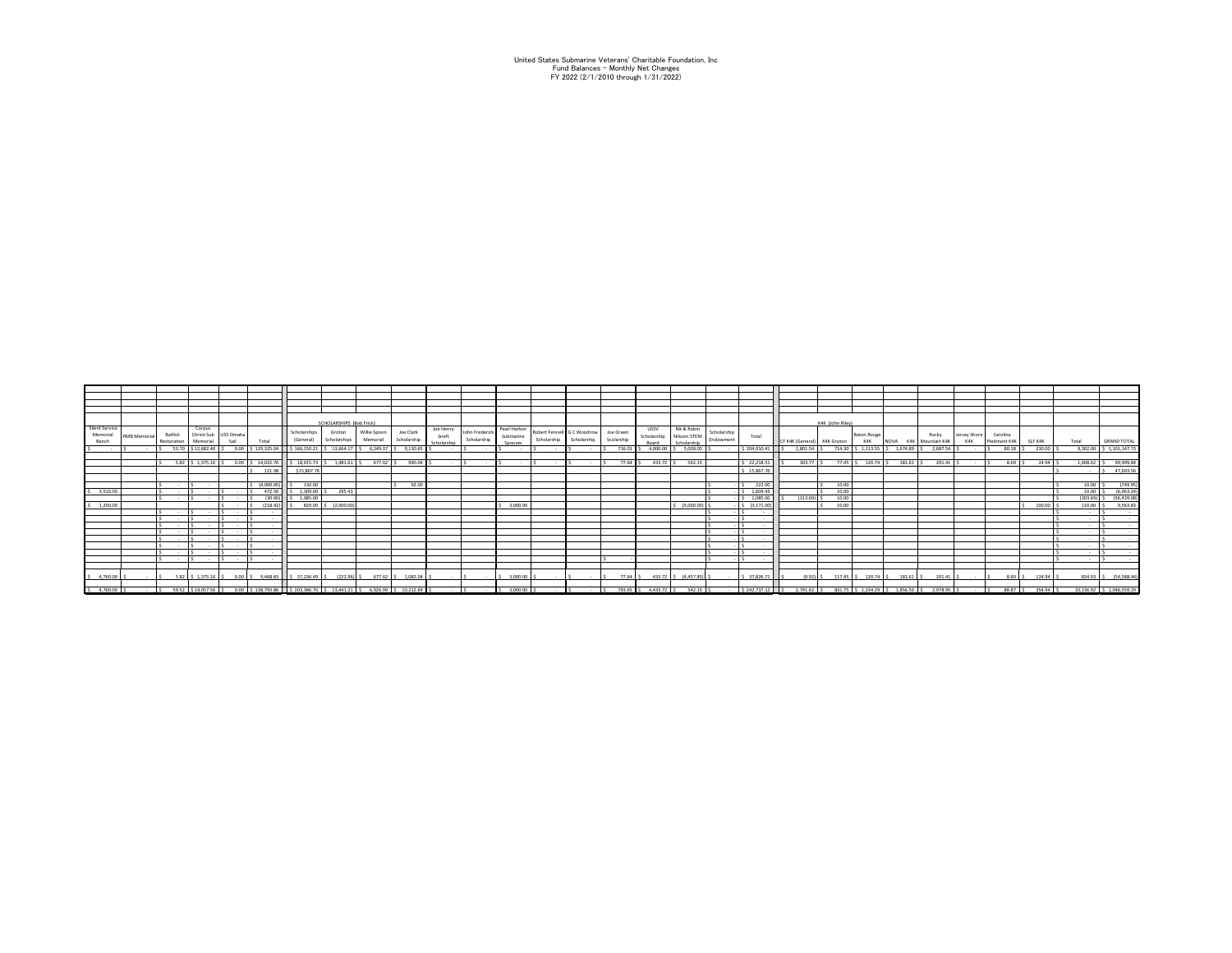United States Submarine Veterans' Charitable Foundation, Inc
Fund Balances - Monthly Net Changes
FY 2022 (2/1/2010 through 1/31/2022)

| | | | | | | SCHOLARSHIPS (Bob Frick) | | | | | | | | | | | | | | K4K (John Riley) | | | | | | | | | |
|---|---|---|---|---|---|---|---|---|---|---|---|---|---|---|---|---|---|---|---|---|---|---|---|---|---|---|---|---|---|
| Silent Service Memorial Bench | RMB Memorial | Batfish Restoration | Corpus Christi Sub Memorial | USS Omaha Sail | Total | Scholarships (General) | Groton Scholarships | Willie Spoon Memorial | Joe Clark Scholarship | Joe Henry Snelt Scholarship | John Frederick Scholarship | Pearl Harbor Submarine Spouses | Robert Fennell Scholarship | G C Woodrow Scholarship | Joe Green Scolarship | USSV Scholarship Board | Rik & Robin Nilsson STEM Scholarship | Scholarship Endowment | Total | CF K4K (General) | K4K Groton | Baton Rouge K4K | NOVA K4K | Rocky Mountain K4K | Jersey Shore K4K | Carolina Piedmont K4K | SLF K4K | Total | GRAND TOTAL |
| $ - | $ - | 53.70 | 12,682.40 | 0.00 | 129,325.04 | 166,150.21 | 13,664.17 | 6,249.37 | 9,130.65 | $ - | $ - | $ - | $ - | $ - | 716.01 | 4,000.00 | 5,000.00 | $ - | 204,910.41 | 2,801.54 | 714.30 | 1,113.55 | 1,674.89 | 2,687.54 | $ - | 80.18 | 230.00 | 9,302.00 | 1,101,147.73 |
| | | | | | | | | | | | | | | | | | | | | | | | | | | | | | |
| | | 5.82 | 1,375.16 | 0.00 | 14,022.76 | 18,015.73 | 1,481.61 | 677.62 | 990.04 | $ - | $ - | $ - | $ - | $ - | 77.64 | 433.72 | 542.15 | | 22,218.51 | 303.77 | 77.45 | 120.74 | 181.61 | 291.41 | $ - | 8.69 | 24.94 | 1,008.62 | 99,999.84 |
| | | | | | 121.98 | 15,867.76 | | | | | | | | | | | | | 15,867.76 | | | | | | | | | $ - | 47,693.56 |
| | | | | | | | | | | | | | | | | | | | | | | | | | | | | | |
| | | $ - | $ - | | (4,900.00) | 130.00 | | | 92.00 | | | | | | | | | $ - | 222.00 | | 10.00 | | | | | | | 10.00 | (749.95) |
| 3,510.00 | | $ - | $ - | $ - | 472.50 | 1,309.00 | 295.43 | | | | | | | | | | | $ - | 1,604.43 | | 10.00 | | | | | | | 10.00 | (6,963.24) |
| | | $ - | $ - | $ - | (30.00) | 1,085.00 | | | | | | | | | | | | $ - | 1,085.00 | (313.69) | 10.00 | | | | | | | (303.69) | (56,439.08) |
| 1,250.00 | | | | $ - | (218.42) | 829.00 | (2,000.00) | | | | | 3,000.00 | | | | | (5,000.00) | $ - | (3,171.00) | | 10.00 | | | | | | 100.00 | 110.00 | 9,563.83 |
| | | $ - | $ - | $ - | $ - | | | | | | | | | | | | | $ - | $ - | | | | | | | | | $ - | $ - |
| | | $ - | $ - | $ - | $ - | | | | | | | | | | | | | $ - | $ - | | | | | | | | | $ - | $ - |
| | | $ - | $ - | $ - | $ - | | | | | | | | | | | | | $ - | $ - | | | | | | | | | $ - | $ - |
| | | $ - | $ - | $ - | $ - | | | | | | | | | | | | | $ - | $ - | | | | | | | | | $ - | $ - |
| | | $ - | $ - | $ - | $ - | | | | | | | | | | | | | $ - | $ - | | | | | | | | | $ - | $ - |
| | | $ - | $ - | $ - | $ - | | | | | | | | | | $ - | | | $ - | $ - | | | | | | | | | $ - | $ - |
| | | $ - | $ - | $ - | $ - | | | | | | | | | | | | | $ - | $ - | | | | | | | | | $ - | $ - |
| | | | | | | | | | | | | | | | | | | | | | | | | | | | | | |
| 4,760.00 | $ - | 5.82 | 1,375.16 | 0.00 | 9,468.83 | 37,236.49 | (222.96) | 677.62 | 1,082.04 | $ - | $ - | 3,000.00 | $ - | $ - | 77.64 | 433.72 | (4,457.85) | $ - | 37,826.71 | (9.92) | 117.45 | 120.74 | 181.61 | 291.41 | $ - | 8.69 | 124.94 | 834.93 | (54,588.44) |
| | | | | | | | | | | | | | | | | | | | | | | | | | | | | | |
| 4,760.00 | $ - | 59.52 | 14,057.56 | 0.00 | 138,793.86 | 203,386.70 | 13,441.21 | 6,926.99 | 10,212.69 | $ - | $ - | 3,000.00 | $ - | $ - | 793.65 | 4,433.72 | 542.15 | $ - | 242,737.12 | 2,791.62 | 831.75 | 1,234.29 | 1,856.50 | 2,978.95 | $ - | 88.87 | 354.94 | 10,136.92 | 1,046,559.29 |